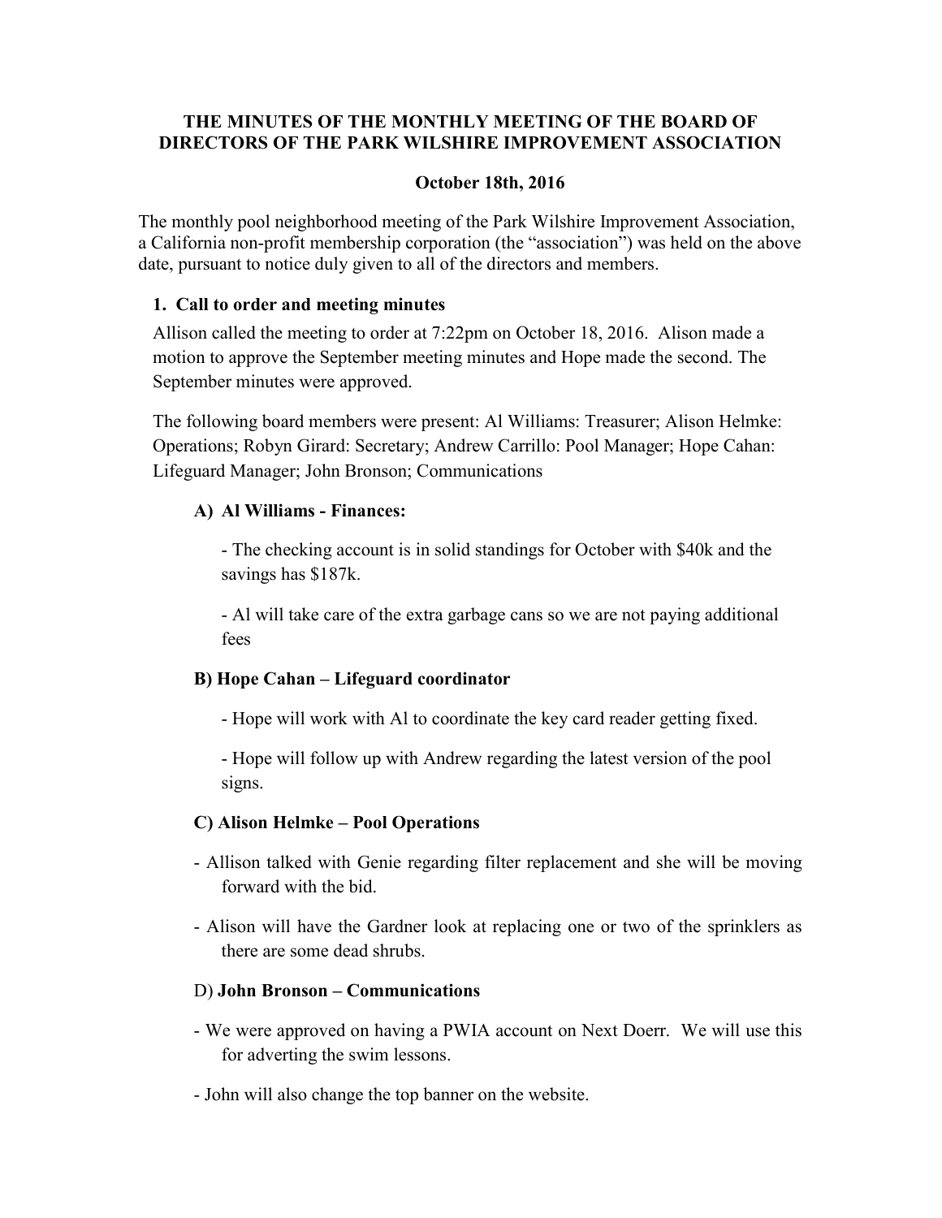# THE MINUTES OF THE MONTHLY MEETING OF THE BOARD OF DIRECTORS OF THE PARK WILSHIRE IMPROVEMENT ASSOCIATION

**October 18th, 2016**

The monthly pool neighborhood meeting of the Park Wilshire Improvement Association, a California non-profit membership corporation (the "association") was held on the above date, pursuant to notice duly given to all of the directors and members.

## 1. Call to order and meeting minutes

Allison called the meeting to order at 7:22pm on October 18, 2016. Alison made a motion to approve the September meeting minutes and Hope made the second. The September minutes were approved.

The following board members were present: Al Williams: Treasurer; Alison Helmke: Operations; Robyn Girard: Secretary; Andrew Carrillo: Pool Manager; Hope Cahan: Lifeguard Manager; John Bronson; Communications

### A) Al Williams - Finances:

- The checking account is in solid standings for October with $40k and the savings has $187k.

- Al will take care of the extra garbage cans so we are not paying additional fees

### B) Hope Cahan – Lifeguard coordinator

- Hope will work with Al to coordinate the key card reader getting fixed.

- Hope will follow up with Andrew regarding the latest version of the pool signs.

### C) Alison Helmke – Pool Operations

- Allison talked with Genie regarding filter replacement and she will be moving forward with the bid.

- Alison will have the Gardner look at replacing one or two of the sprinklers as there are some dead shrubs.

### D) John Bronson – Communications

- We were approved on having a PWIA account on Next Doerr. We will use this for adverting the swim lessons.

- John will also change the top banner on the website.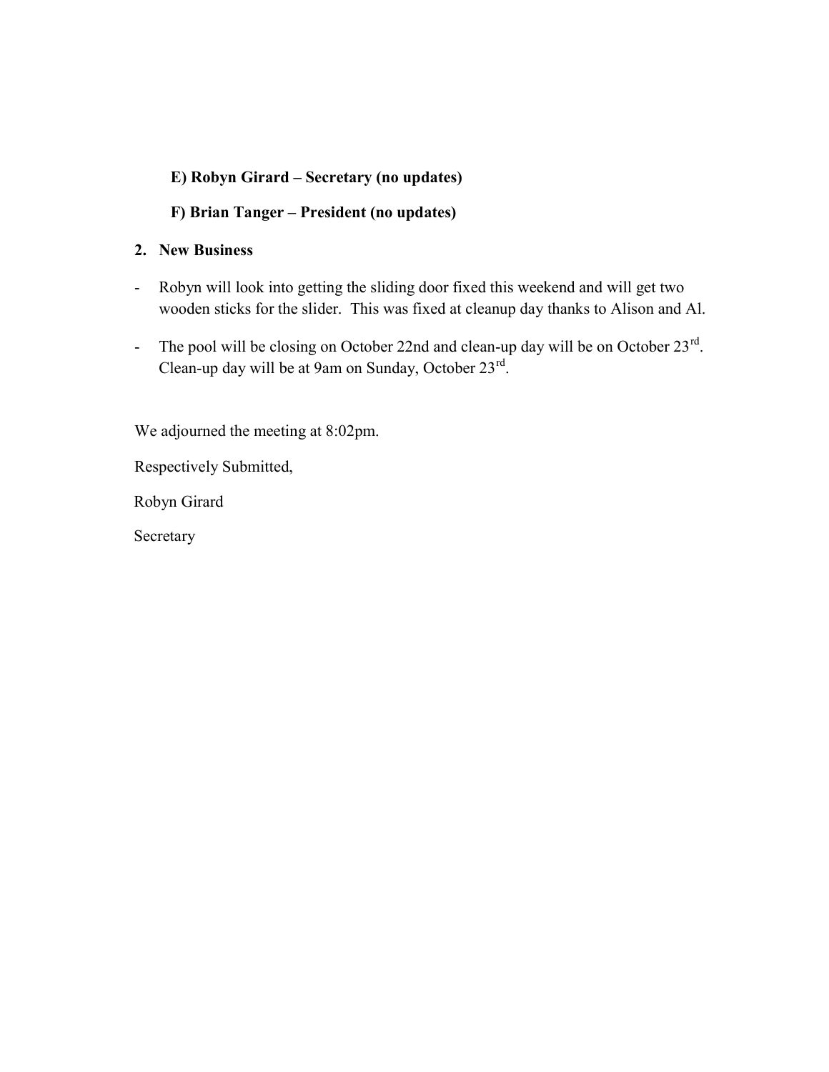**E) Robyn Girard – Secretary (no updates)**

**F) Brian Tanger – President (no updates)**

**2. New Business**

- Robyn will look into getting the sliding door fixed this weekend and will get two wooden sticks for the slider. This was fixed at cleanup day thanks to Alison and Al.
- The pool will be closing on October 22nd and clean-up day will be on October 23rd. Clean-up day will be at 9am on Sunday, October 23rd.

We adjourned the meeting at 8:02pm.

Respectively Submitted,

Robyn Girard

Secretary